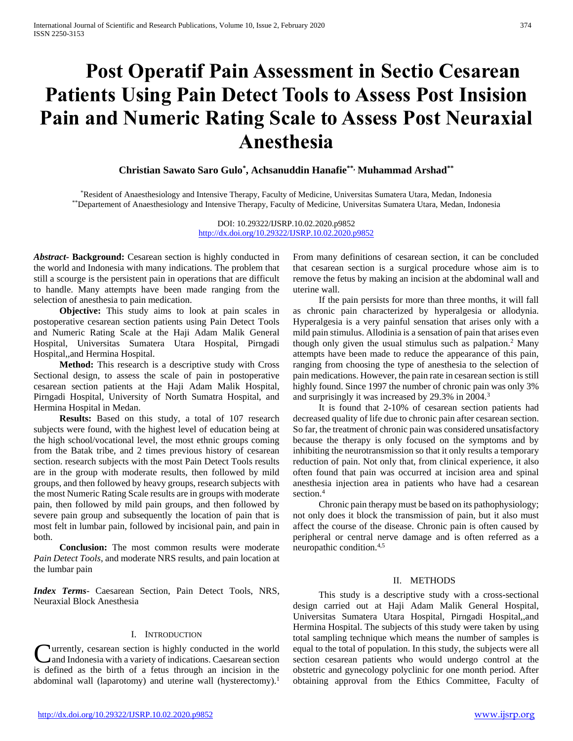# Post Operatif Pain Assessment in Sectio Cesarean Patients Using Pain Detect Tools to Assess Post Insision Pain and Numeric Rating Scale to Assess Post Neuraxial Anesthesia

**Christian Sawato Saro Gulo[*], Achsanuddin Hanafie[**], Muhammad Arshad[**]**

[*]Resident of Anaesthesiology and Intensive Therapy, Faculty of Medicine, Universitas Sumatera Utara, Medan, Indonesia
[**]Departement of Anaesthesiology and Intensive Therapy, Faculty of Medicine, Universitas Sumatera Utara, Medan, Indonesia

DOI: 10.29322/IJSRP.10.02.2020.p9852
http://dx.doi.org/10.29322/IJSRP.10.02.2020.p9852

***Abstract*- Background:** Cesarean section is highly conducted in the world and Indonesia with many indications. The problem that still a scourge is the persistent pain in operations that are difficult to handle. Many attempts have been made ranging from the selection of anesthesia to pain medication.

**Objective:** This study aims to look at pain scales in postoperative cesarean section patients using Pain Detect Tools and Numeric Rating Scale at the Haji Adam Malik General Hospital, Universitas Sumatera Utara Hospital, Pirngadi Hospital,,and Hermina Hospital.

**Method:** This research is a descriptive study with Cross Sectional design, to assess the scale of pain in postoperative cesarean section patients at the Haji Adam Malik Hospital, Pirngadi Hospital, University of North Sumatra Hospital, and Hermina Hospital in Medan.

**Results:** Based on this study, a total of 107 research subjects were found, with the highest level of education being at the high school/vocational level, the most ethnic groups coming from the Batak tribe, and 2 times previous history of cesarean section. research subjects with the most Pain Detect Tools results are in the group with moderate results, then followed by mild groups, and then followed by heavy groups, research subjects with the most Numeric Rating Scale results are in groups with moderate pain, then followed by mild pain groups, and then followed by severe pain group and subsequently the location of pain that is most felt in lumbar pain, followed by incisional pain, and pain in both.

**Conclusion:** The most common results were moderate *Pain Detect Tools*, and moderate NRS results, and pain location at the lumbar pain

***Index Terms*-** Caesarean Section, Pain Detect Tools, NRS, Neuraxial Block Anesthesia

## I. Introduction

Currently, cesarean section is highly conducted in the world and Indonesia with a variety of indications. Caesarean section is defined as the birth of a fetus through an incision in the abdominal wall (laparotomy) and uterine wall (hysterectomy).[1] From many definitions of cesarean section, it can be concluded that cesarean section is a surgical procedure whose aim is to remove the fetus by making an incision at the abdominal wall and uterine wall.

If the pain persists for more than three months, it will fall as chronic pain characterized by hyperalgesia or allodynia. Hyperalgesia is a very painful sensation that arises only with a mild pain stimulus. Allodinia is a sensation of pain that arises even though only given the usual stimulus such as palpation.[2] Many attempts have been made to reduce the appearance of this pain, ranging from choosing the type of anesthesia to the selection of pain medications. However, the pain rate in cesarean section is still highly found. Since 1997 the number of chronic pain was only 3% and surprisingly it was increased by 29.3% in 2004.[3]

It is found that 2-10% of cesarean section patients had decreased quality of life due to chronic pain after cesarean section. So far, the treatment of chronic pain was considered unsatisfactory because the therapy is only focused on the symptoms and by inhibiting the neurotransmission so that it only results a temporary reduction of pain. Not only that, from clinical experience, it also often found that pain was occurred at incision area and spinal anesthesia injection area in patients who have had a cesarean section.[4]

Chronic pain therapy must be based on its pathophysiology; not only does it block the transmission of pain, but it also must affect the course of the disease. Chronic pain is often caused by peripheral or central nerve damage and is often referred as a neuropathic condition.[4,5]

## II. Methods

This study is a descriptive study with a cross-sectional design carried out at Haji Adam Malik General Hospital, Universitas Sumatera Utara Hospital, Pirngadi Hospital,,and Hermina Hospital. The subjects of this study were taken by using total sampling technique which means the number of samples is equal to the total of population. In this study, the subjects were all section cesarean patients who would undergo control at the obstetric and gynecology polyclinic for one month period. After obtaining approval from the Ethics Committee, Faculty of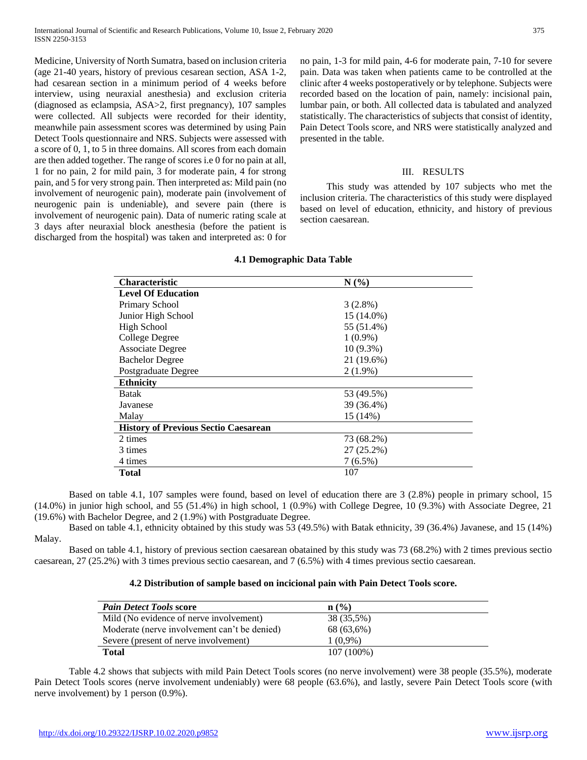Medicine, University of North Sumatra, based on inclusion criteria (age 21-40 years, history of previous cesarean section, ASA 1-2, had cesarean section in a minimum period of 4 weeks before interview, using neuraxial anesthesia) and exclusion criteria (diagnosed as eclampsia, ASA>2, first pregnancy), 107 samples were collected. All subjects were recorded for their identity, meanwhile pain assessment scores was determined by using Pain Detect Tools questionnaire and NRS. Subjects were assessed with a score of 0, 1, to 5 in three domains. All scores from each domain are then added together. The range of scores i.e 0 for no pain at all, 1 for no pain, 2 for mild pain, 3 for moderate pain, 4 for strong pain, and 5 for very strong pain. Then interpreted as: Mild pain (no involvement of neurogenic pain), moderate pain (involvement of neurogenic pain is undeniable), and severe pain (there is involvement of neurogenic pain). Data of numeric rating scale at 3 days after neuraxial block anesthesia (before the patient is discharged from the hospital) was taken and interpreted as: 0 for no pain, 1-3 for mild pain, 4-6 for moderate pain, 7-10 for severe pain. Data was taken when patients came to be controlled at the clinic after 4 weeks postoperatively or by telephone. Subjects were recorded based on the location of pain, namely: incisional pain, lumbar pain, or both. All collected data is tabulated and analyzed statistically. The characteristics of subjects that consist of identity, Pain Detect Tools score, and NRS were statistically analyzed and presented in the table.

## III. RESULTS

This study was attended by 107 subjects who met the inclusion criteria. The characteristics of this study were displayed based on level of education, ethnicity, and history of previous section caesarean.

**4.1 Demographic Data Table**

| Characteristic | N (%) |
|---|---|
| **Level Of Education** | |
| Primary School | 3 (2.8%) |
| Junior High School | 15 (14.0%) |
| High School | 55 (51.4%) |
| College Degree | 1 (0.9%) |
| Associate Degree | 10 (9.3%) |
| Bachelor Degree | 21 (19.6%) |
| Postgraduate Degree | 2 (1.9%) |
| **Ethnicity** | |
| Batak | 53 (49.5%) |
| Javanese | 39 (36.4%) |
| Malay | 15 (14%) |
| **History of Previous Sectio Caesarean** | |
| 2 times | 73 (68.2%) |
| 3 times | 27 (25.2%) |
| 4 times | 7 (6.5%) |
| **Total** | 107 |

Based on table 4.1, 107 samples were found, based on level of education there are 3 (2.8%) people in primary school, 15 (14.0%) in junior high school, and 55 (51.4%) in high school, 1 (0.9%) with College Degree, 10 (9.3%) with Associate Degree, 21 (19.6%) with Bachelor Degree, and 2 (1.9%) with Postgraduate Degree.

Based on table 4.1, ethnicity obtained by this study was 53 (49.5%) with Batak ethnicity, 39 (36.4%) Javanese, and 15 (14%) Malay.

Based on table 4.1, history of previous section caesarean obatained by this study was 73 (68.2%) with 2 times previous sectio caesarean, 27 (25.2%) with 3 times previous sectio caesarean, and 7 (6.5%) with 4 times previous sectio caesarean.

**4.2 Distribution of sample based on incicional pain with Pain Detect Tools score.**

| *Pain Detect Tools* score | n (%) |
|---|---|
| Mild (No evidence of nerve involvement) | 38 (35,5%) |
| Moderate (nerve involvement can't be denied) | 68 (63,6%) |
| Severe (present of nerve involvement) | 1 (0,9%) |
| **Total** | 107 (100%) |

Table 4.2 shows that subjects with mild Pain Detect Tools scores (no nerve involvement) were 38 people (35.5%), moderate Pain Detect Tools scores (nerve involvement undeniably) were 68 people (63.6%), and lastly, severe Pain Detect Tools score (with nerve involvement) by 1 person (0.9%).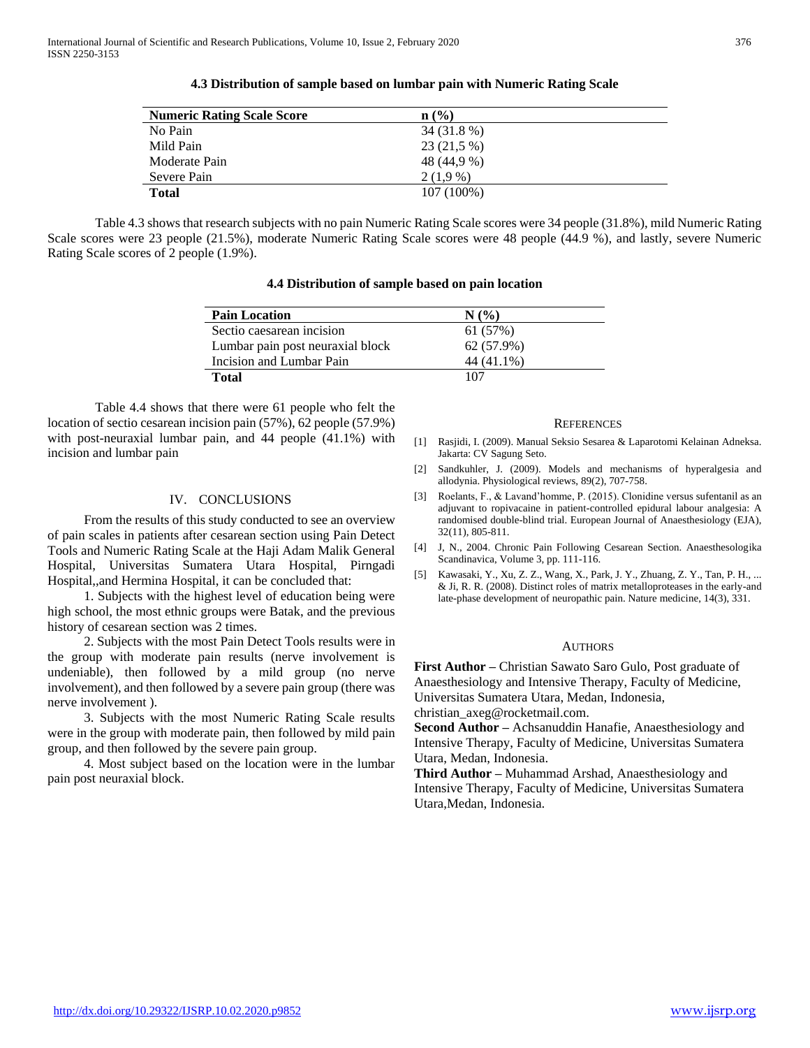### 4.3 Distribution of sample based on lumbar pain with Numeric Rating Scale

| Numeric Rating Scale Score | n (%) |
|---|---|
| No Pain | 34 (31.8 %) |
| Mild Pain | 23 (21,5 %) |
| Moderate Pain | 48 (44,9 %) |
| Severe Pain | 2 (1,9 %) |
| **Total** | 107 (100%) |

Table 4.3 shows that research subjects with no pain Numeric Rating Scale scores were 34 people (31.8%), mild Numeric Rating Scale scores were 23 people (21.5%), moderate Numeric Rating Scale scores were 48 people (44.9 %), and lastly, severe Numeric Rating Scale scores of 2 people (1.9%).

### 4.4 Distribution of sample based on pain location

| Pain Location | N (%) |
|---|---|
| Sectio caesarean incision | 61 (57%) |
| Lumbar pain post neuraxial block | 62 (57.9%) |
| Incision and Lumbar Pain | 44 (41.1%) |
| **Total** | 107 |

Table 4.4 shows that there were 61 people who felt the location of sectio cesarean incision pain (57%), 62 people (57.9%) with post-neuraxial lumbar pain, and 44 people (41.1%) with incision and lumbar pain

## IV. Conclusions

From the results of this study conducted to see an overview of pain scales in patients after cesarean section using Pain Detect Tools and Numeric Rating Scale at the Haji Adam Malik General Hospital, Universitas Sumatera Utara Hospital, Pirngadi Hospital,,and Hermina Hospital, it can be concluded that:

1. Subjects with the highest level of education being were high school, the most ethnic groups were Batak, and the previous history of cesarean section was 2 times.

2. Subjects with the most Pain Detect Tools results were in the group with moderate pain results (nerve involvement is undeniable), then followed by a mild group (no nerve involvement), and then followed by a severe pain group (there was nerve involvement ).

3. Subjects with the most Numeric Rating Scale results were in the group with moderate pain, then followed by mild pain group, and then followed by the severe pain group.

4. Most subject based on the location were in the lumbar pain post neuraxial block.

## References

[1] Rasjidi, I. (2009). Manual Seksio Sesarea & Laparotomi Kelainan Adneksa. Jakarta: CV Sagung Seto.

[2] Sandkuhler, J. (2009). Models and mechanisms of hyperalgesia and allodynia. Physiological reviews, 89(2), 707-758.

[3] Roelants, F., & Lavand'homme, P. (2015). Clonidine versus sufentanil as an adjuvant to ropivacaine in patient-controlled epidural labour analgesia: A randomised double-blind trial. European Journal of Anaesthesiology (EJA), 32(11), 805-811.

[4] J, N., 2004. Chronic Pain Following Cesarean Section. Anaesthesologika Scandinavica, Volume 3, pp. 111-116.

[5] Kawasaki, Y., Xu, Z. Z., Wang, X., Park, J. Y., Zhuang, Z. Y., Tan, P. H., ... & Ji, R. R. (2008). Distinct roles of matrix metalloproteases in the early-and late-phase development of neuropathic pain. Nature medicine, 14(3), 331.

## Authors

**First Author –** Christian Sawato Saro Gulo, Post graduate of Anaesthesiology and Intensive Therapy, Faculty of Medicine, Universitas Sumatera Utara, Medan, Indonesia, christian_axeg@rocketmail.com.

**Second Author –** Achsanuddin Hanafie, Anaesthesiology and Intensive Therapy, Faculty of Medicine, Universitas Sumatera Utara, Medan, Indonesia.

**Third Author –** Muhammad Arshad, Anaesthesiology and Intensive Therapy, Faculty of Medicine, Universitas Sumatera Utara,Medan, Indonesia.